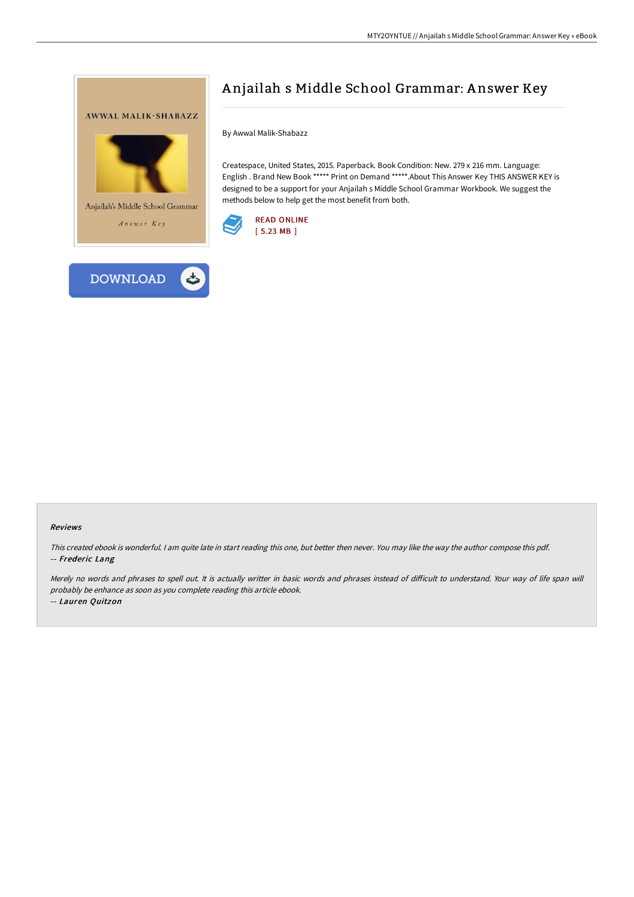# Anjailah s Middle School Grammar: Answer Key

By Awwal Malik-Shabazz

Createspace, United States, 2015. Paperback. Book Condition: New. 279 x 216 mm. Language: English . Brand New Book ***** Print on Demand *****.About This Answer Key THIS ANSWER KEY is designed to be a support for your Anjailah s Middle School Grammar Workbook. We suggest the methods below to help get the most benefit from both.

READ ONLINE
[ 5.23 MB ]

DOWNLOAD

### Reviews

*This created ebook is wonderful. I am quite late in start reading this one, but better then never. You may like the way the author compose this pdf.*
*-- Frederic Lang*

*Merely no words and phrases to spell out. It is actually writter in basic words and phrases instead of difficult to understand. Your way of life span will probably be enhance as soon as you complete reading this article ebook.*
*-- Lauren Quitzon*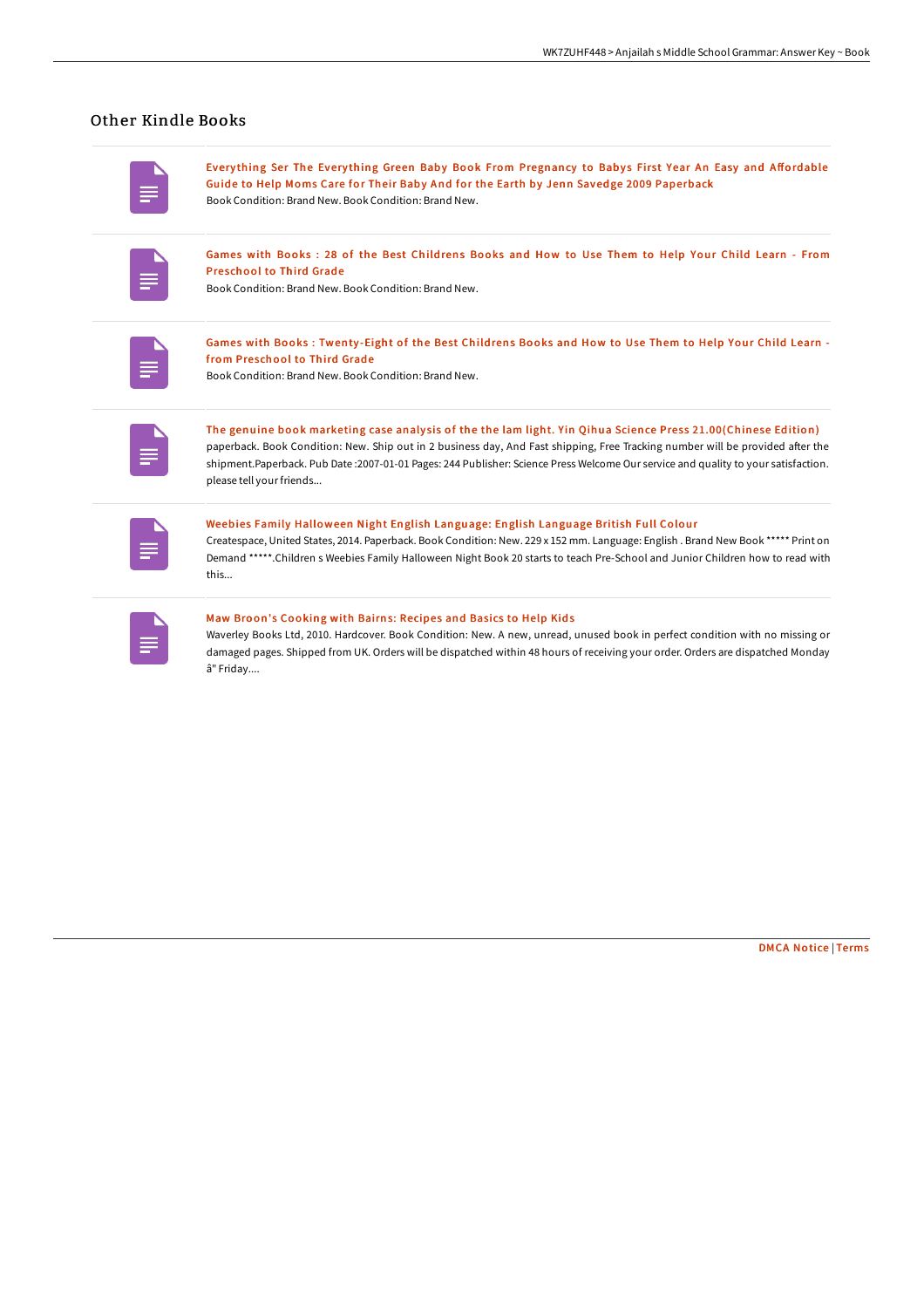## Other Kindle Books

**Everything Ser The Everything Green Baby Book From Pregnancy to Babys First Year An Easy and Affordable Guide to Help Moms Care for Their Baby And for the Earth by Jenn Savedge 2009 Paperback**
Book Condition: Brand New. Book Condition: Brand New.

**Games with Books : 28 of the Best Childrens Books and How to Use Them to Help Your Child Learn - From Preschool to Third Grade**
Book Condition: Brand New. Book Condition: Brand New.

**Games with Books : Twenty-Eight of the Best Childrens Books and How to Use Them to Help Your Child Learn - from Preschool to Third Grade**
Book Condition: Brand New. Book Condition: Brand New.

**The genuine book marketing case analysis of the the lam light. Yin Qihua Science Press 21.00(Chinese Edition)**
paperback. Book Condition: New. Ship out in 2 business day, And Fast shipping, Free Tracking number will be provided after the shipment.Paperback. Pub Date :2007-01-01 Pages: 244 Publisher: Science Press Welcome Our service and quality to your satisfaction. please tell your friends...

**Weebies Family Halloween Night English Language: English Language British Full Colour**
Createspace, United States, 2014. Paperback. Book Condition: New. 229 x 152 mm. Language: English . Brand New Book ***** Print on Demand *****.Children s Weebies Family Halloween Night Book 20 starts to teach Pre-School and Junior Children how to read with this...

**Maw Broon's Cooking with Bairns: Recipes and Basics to Help Kids**
Waverley Books Ltd, 2010. Hardcover. Book Condition: New. A new, unread, unused book in perfect condition with no missing or damaged pages. Shipped from UK. Orders will be dispatched within 48 hours of receiving your order. Orders are dispatched Monday â" Friday....